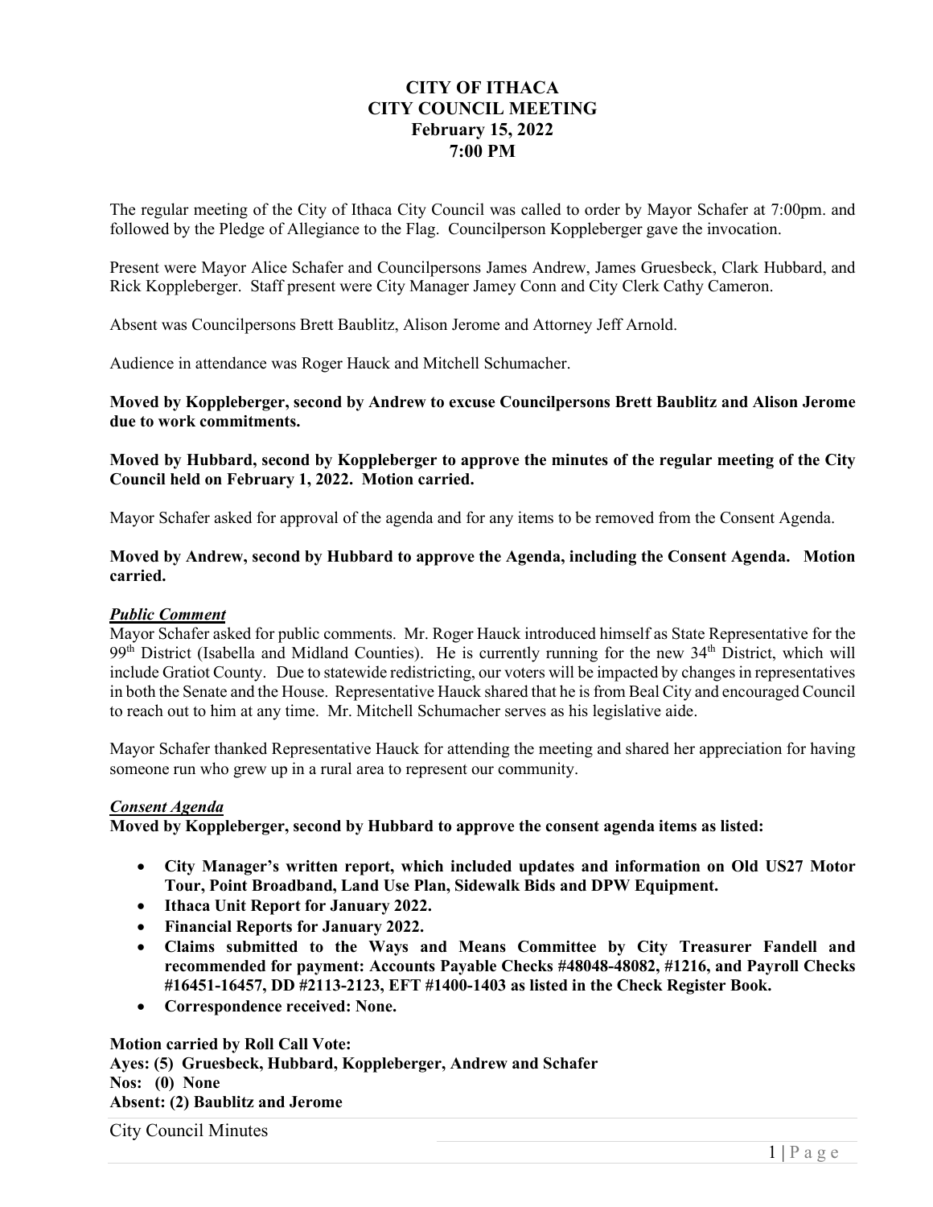# CITY OF ITHACA
# CITY COUNCIL MEETING
## February 15, 2022
## 7:00 PM

The regular meeting of the City of Ithaca City Council was called to order by Mayor Schafer at 7:00pm. and followed by the Pledge of Allegiance to the Flag. Councilperson Koppleberger gave the invocation.

Present were Mayor Alice Schafer and Councilpersons James Andrew, James Gruesbeck, Clark Hubbard, and Rick Koppleberger. Staff present were City Manager Jamey Conn and City Clerk Cathy Cameron.

Absent was Councilpersons Brett Baublitz, Alison Jerome and Attorney Jeff Arnold.

Audience in attendance was Roger Hauck and Mitchell Schumacher.

**Moved by Koppleberger, second by Andrew to excuse Councilpersons Brett Baublitz and Alison Jerome due to work commitments.**

**Moved by Hubbard, second by Koppleberger to approve the minutes of the regular meeting of the City Council held on February 1, 2022. Motion carried.**

Mayor Schafer asked for approval of the agenda and for any items to be removed from the Consent Agenda.

**Moved by Andrew, second by Hubbard to approve the Agenda, including the Consent Agenda. Motion carried.**

***Public Comment***

Mayor Schafer asked for public comments. Mr. Roger Hauck introduced himself as State Representative for the 99th District (Isabella and Midland Counties). He is currently running for the new 34th District, which will include Gratiot County. Due to statewide redistricting, our voters will be impacted by changes in representatives in both the Senate and the House. Representative Hauck shared that he is from Beal City and encouraged Council to reach out to him at any time. Mr. Mitchell Schumacher serves as his legislative aide.

Mayor Schafer thanked Representative Hauck for attending the meeting and shared her appreciation for having someone run who grew up in a rural area to represent our community.

***Consent Agenda***

**Moved by Koppleberger, second by Hubbard to approve the consent agenda items as listed:**

- **City Manager's written report, which included updates and information on Old US27 Motor Tour, Point Broadband, Land Use Plan, Sidewalk Bids and DPW Equipment.**
- **Ithaca Unit Report for January 2022.**
- **Financial Reports for January 2022.**
- **Claims submitted to the Ways and Means Committee by City Treasurer Fandell and recommended for payment: Accounts Payable Checks #48048-48082, #1216, and Payroll Checks #16451-16457, DD #2113-2123, EFT #1400-1403 as listed in the Check Register Book.**
- **Correspondence received: None.**

**Motion carried by Roll Call Vote:**
**Ayes: (5) Gruesbeck, Hubbard, Koppleberger, Andrew and Schafer**
**Nos: (0) None**
**Absent: (2) Baublitz and Jerome**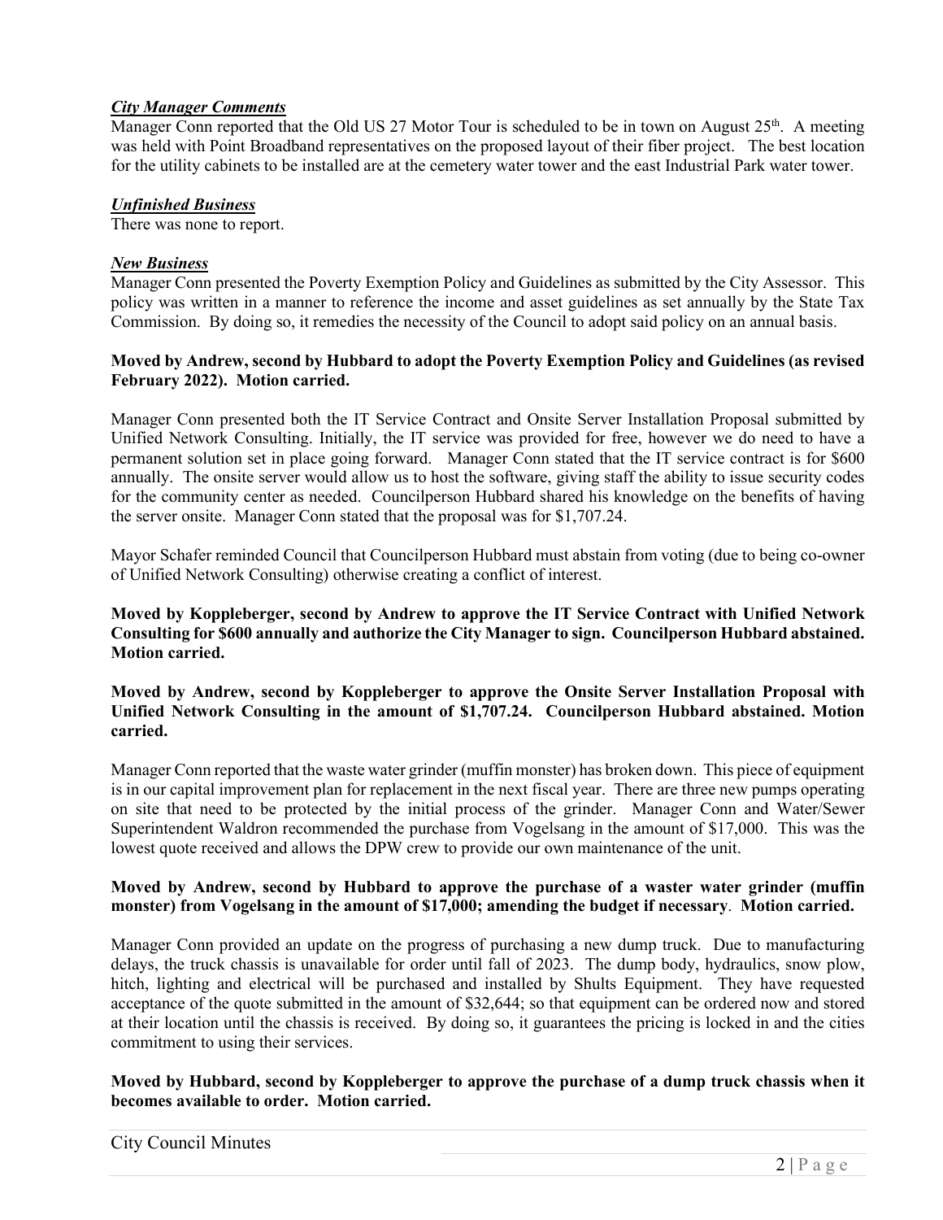***City Manager Comments***

Manager Conn reported that the Old US 27 Motor Tour is scheduled to be in town on August 25th. A meeting was held with Point Broadband representatives on the proposed layout of their fiber project. The best location for the utility cabinets to be installed are at the cemetery water tower and the east Industrial Park water tower.

***Unfinished Business***

There was none to report.

***New Business***

Manager Conn presented the Poverty Exemption Policy and Guidelines as submitted by the City Assessor. This policy was written in a manner to reference the income and asset guidelines as set annually by the State Tax Commission. By doing so, it remedies the necessity of the Council to adopt said policy on an annual basis.

**Moved by Andrew, second by Hubbard to adopt the Poverty Exemption Policy and Guidelines (as revised February 2022). Motion carried.**

Manager Conn presented both the IT Service Contract and Onsite Server Installation Proposal submitted by Unified Network Consulting. Initially, the IT service was provided for free, however we do need to have a permanent solution set in place going forward. Manager Conn stated that the IT service contract is for $600 annually. The onsite server would allow us to host the software, giving staff the ability to issue security codes for the community center as needed. Councilperson Hubbard shared his knowledge on the benefits of having the server onsite. Manager Conn stated that the proposal was for $1,707.24.

Mayor Schafer reminded Council that Councilperson Hubbard must abstain from voting (due to being co-owner of Unified Network Consulting) otherwise creating a conflict of interest.

**Moved by Koppleberger, second by Andrew to approve the IT Service Contract with Unified Network Consulting for $600 annually and authorize the City Manager to sign. Councilperson Hubbard abstained. Motion carried.**

**Moved by Andrew, second by Koppleberger to approve the Onsite Server Installation Proposal with Unified Network Consulting in the amount of $1,707.24. Councilperson Hubbard abstained. Motion carried.**

Manager Conn reported that the waste water grinder (muffin monster) has broken down. This piece of equipment is in our capital improvement plan for replacement in the next fiscal year. There are three new pumps operating on site that need to be protected by the initial process of the grinder. Manager Conn and Water/Sewer Superintendent Waldron recommended the purchase from Vogelsang in the amount of $17,000. This was the lowest quote received and allows the DPW crew to provide our own maintenance of the unit.

**Moved by Andrew, second by Hubbard to approve the purchase of a waster water grinder (muffin monster) from Vogelsang in the amount of $17,000; amending the budget if necessary. Motion carried.**

Manager Conn provided an update on the progress of purchasing a new dump truck. Due to manufacturing delays, the truck chassis is unavailable for order until fall of 2023. The dump body, hydraulics, snow plow, hitch, lighting and electrical will be purchased and installed by Shults Equipment. They have requested acceptance of the quote submitted in the amount of $32,644; so that equipment can be ordered now and stored at their location until the chassis is received. By doing so, it guarantees the pricing is locked in and the cities commitment to using their services.

**Moved by Hubbard, second by Koppleberger to approve the purchase of a dump truck chassis when it becomes available to order. Motion carried.**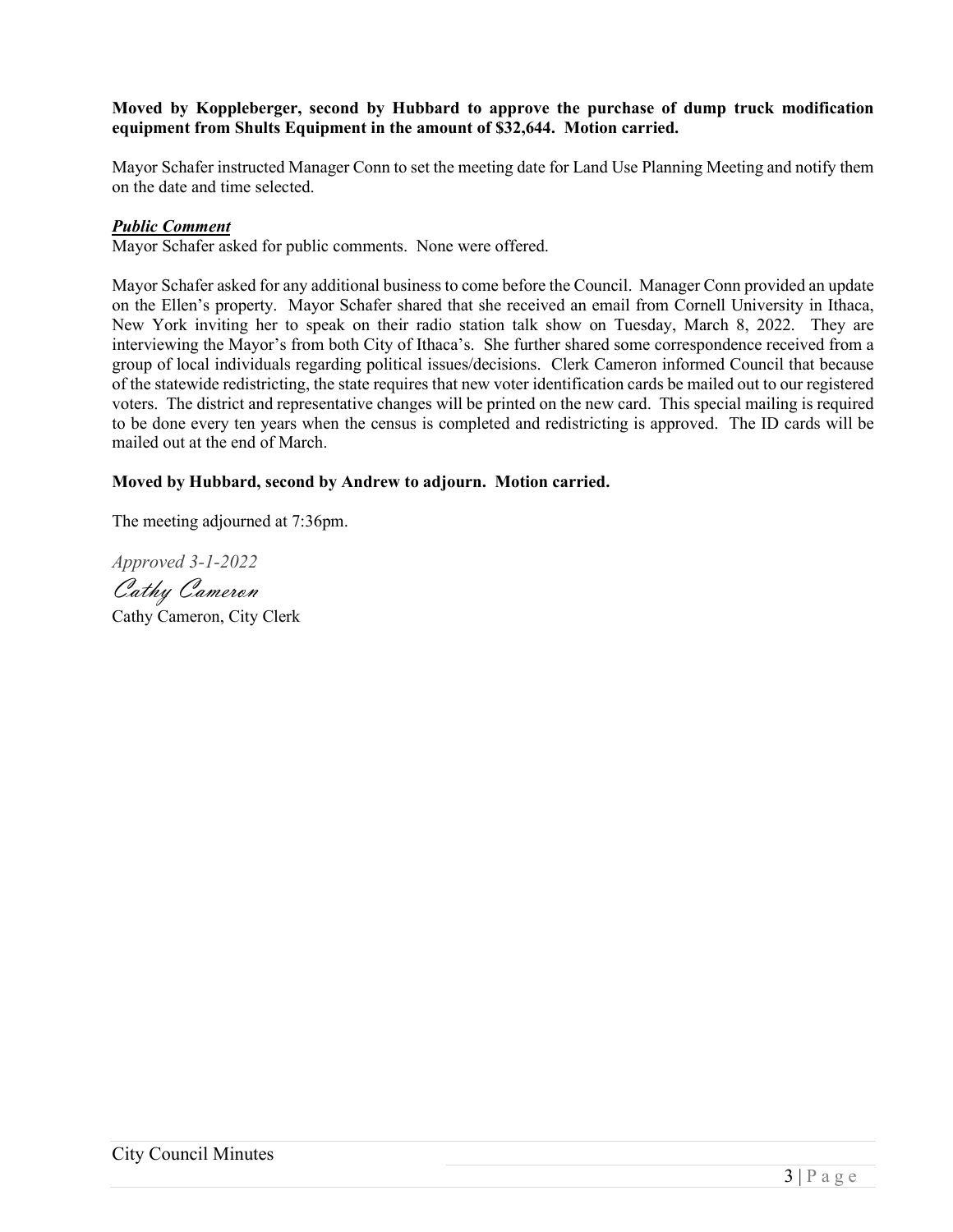**Moved by Koppleberger, second by Hubbard to approve the purchase of dump truck modification equipment from Shults Equipment in the amount of $32,644. Motion carried.**

Mayor Schafer instructed Manager Conn to set the meeting date for Land Use Planning Meeting and notify them on the date and time selected.

***Public Comment***

Mayor Schafer asked for public comments. None were offered.

Mayor Schafer asked for any additional business to come before the Council. Manager Conn provided an update on the Ellen's property. Mayor Schafer shared that she received an email from Cornell University in Ithaca, New York inviting her to speak on their radio station talk show on Tuesday, March 8, 2022. They are interviewing the Mayor's from both City of Ithaca's. She further shared some correspondence received from a group of local individuals regarding political issues/decisions. Clerk Cameron informed Council that because of the statewide redistricting, the state requires that new voter identification cards be mailed out to our registered voters. The district and representative changes will be printed on the new card. This special mailing is required to be done every ten years when the census is completed and redistricting is approved. The ID cards will be mailed out at the end of March.

**Moved by Hubbard, second by Andrew to adjourn. Motion carried.**

The meeting adjourned at 7:36pm.

*Approved 3-1-2022*

*Cathy Cameron*

Cathy Cameron, City Clerk